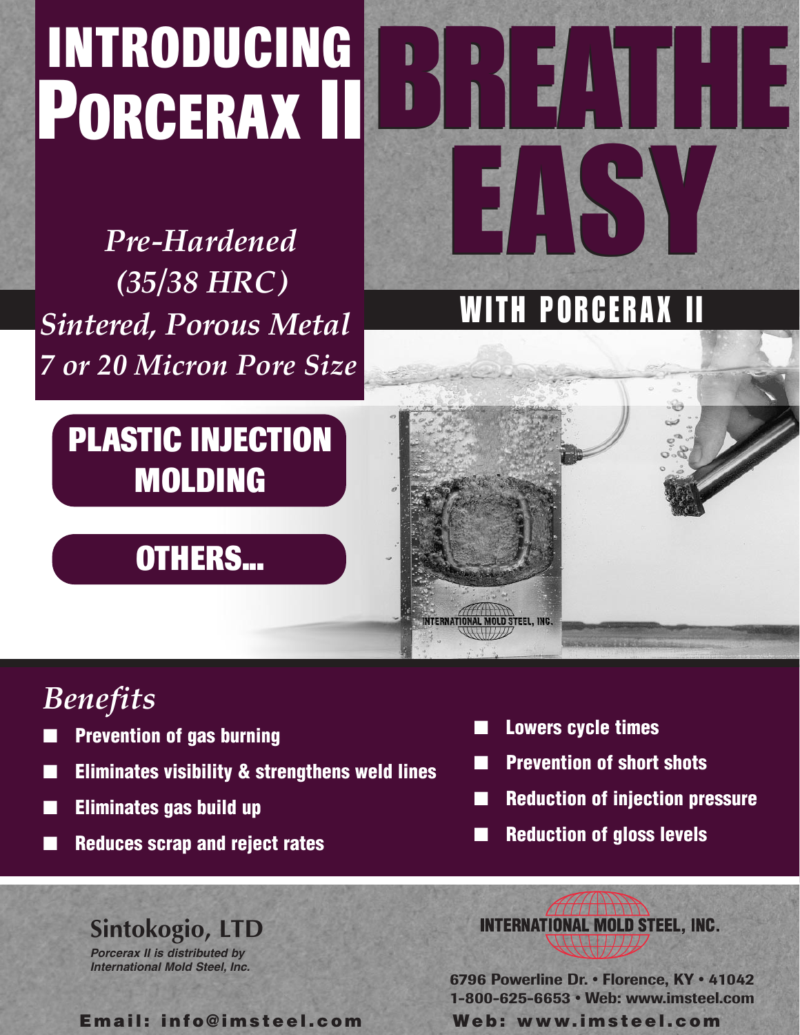# INTRODUCING PORCERAX II

# BREATHE EASY

## WITH PORCERAX II

*Pre-Hardened*
*(35/38 HRC)*
*Sintered, Porous Metal*
*7 or 20 Micron Pore Size*

**PLASTIC INJECTION MOLDING**

**OTHERS...**

## *Benefits*

- **Prevention of gas burning**
- **Eliminates visibility & strengthens weld lines**
- **Eliminates gas build up**
- **Reduces scrap and reject rates**
- **Lowers cycle times**
- **Prevention of short shots**
- **Reduction of injection pressure**
- **Reduction of gloss levels**

**Sintokogio, LTD**

*Porcerax II is distributed by International Mold Steel, Inc.*

**INTERNATIONAL MOLD STEEL, INC.**

6796 Powerline Dr. • Florence, KY • 41042
1-800-625-6653 • Web: www.imsteel.com

Email: info@imsteel.com    Web: www.imsteel.com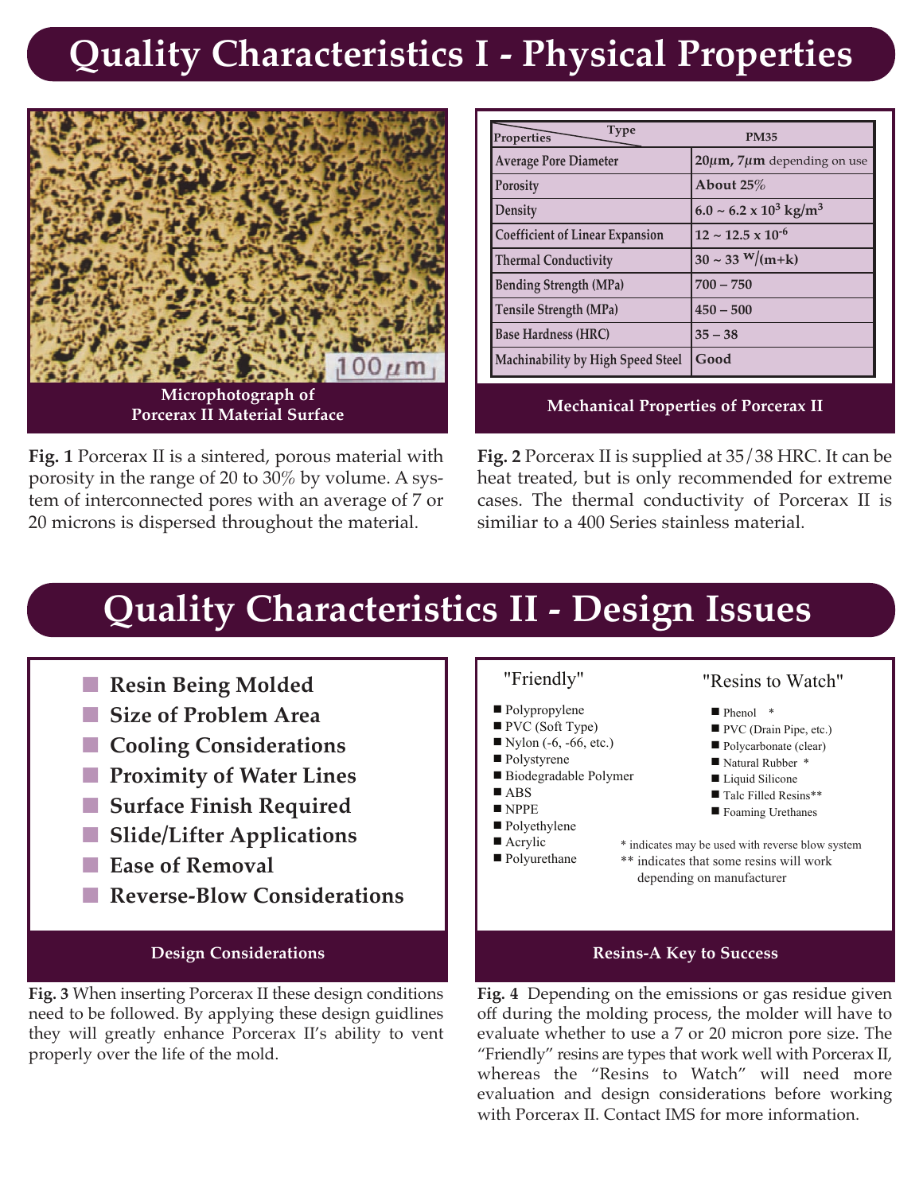# Quality Characteristics I - Physical Properties

**Microphotograph of Porcerax II Material Surface**

**Fig. 1** Porcerax II is a sintered, porous material with porosity in the range of 20 to 30% by volume. A system of interconnected pores with an average of 7 or 20 microns is dispersed throughout the material.

| Properties \ Type | PM35 |
|---|---|
| Average Pore Diameter | **20μm, 7μm** depending on use |
| Porosity | **About 25%** |
| Density | **$6.0 \sim 6.2 \times 10^3$ kg/m$^3$** |
| Coefficient of Linear Expansion | **$12 \sim 12.5 \times 10^{-6}$** |
| Thermal Conductivity | **$30 \sim 33$ W/(m+k)** |
| Bending Strength (MPa) | **700 – 750** |
| Tensile Strength (MPa) | **450 – 500** |
| Base Hardness (HRC) | **35 – 38** |
| Machinability by High Speed Steel | **Good** |

**Mechanical Properties of Porcerax II**

**Fig. 2** Porcerax II is supplied at 35/38 HRC. It can be heat treated, but is only recommended for extreme cases. The thermal conductivity of Porcerax II is similiar to a 400 Series stainless material.

# Quality Characteristics II - Design Issues

- **Resin Being Molded**
- **Size of Problem Area**
- **Cooling Considerations**
- **Proximity of Water Lines**
- **Surface Finish Required**
- **Slide/Lifter Applications**
- **Ease of Removal**
- **Reverse-Blow Considerations**

**Design Considerations**

**Fig. 3** When inserting Porcerax II these design conditions need to be followed. By applying these design guidlines they will greatly enhance Porcerax II's ability to vent properly over the life of the mold.

"Friendly"

- Polypropylene
- PVC (Soft Type)
- Nylon (-6, -66, etc.)
- Polystyrene
- Biodegradable Polymer
- ABS
- NPPE
- Polyethylene
- Acrylic
- Polyurethane

"Resins to Watch"

- Phenol *
- PVC (Drain Pipe, etc.)
- Polycarbonate (clear)
- Natural Rubber *
- Liquid Silicone
- Talc Filled Resins**
- Foaming Urethanes

* indicates may be used with reverse blow system
** indicates that some resins will work depending on manufacturer

**Resins-A Key to Success**

**Fig. 4** Depending on the emissions or gas residue given off during the molding process, the molder will have to evaluate whether to use a 7 or 20 micron pore size. The "Friendly" resins are types that work well with Porcerax II, whereas the "Resins to Watch" will need more evaluation and design considerations before working with Porcerax II. Contact IMS for more information.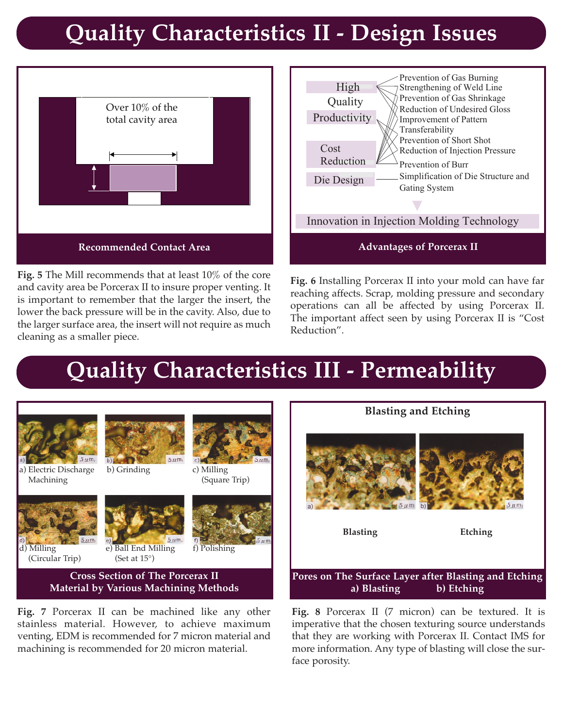# Quality Characteristics II - Design Issues

Over 10% of the total cavity area

**Recommended Contact Area**

**Fig. 5** The Mill recommends that at least 10% of the core and cavity area be Porcerax II to insure proper venting. It is important to remember that the larger the insert, the lower the back pressure will be in the cavity. Also, due to the larger surface area, the insert will not require as much cleaning as a smaller piece.

High Quality

Productivity

Cost Reduction

Die Design

- Prevention of Gas Burning
- Strengthening of Weld Line
- Prevention of Gas Shrinkage
- Reduction of Undesired Gloss
- Improvement of Pattern Transferability
- Prevention of Short Shot
- Reduction of Injection Pressure
- Prevention of Burr
- Simplification of Die Structure and Gating System

Innovation in Injection Molding Technology

**Advantages of Porcerax II**

**Fig. 6** Installing Porcerax II into your mold can have far reaching affects. Scrap, molding pressure and secondary operations can all be affected by using Porcerax II. The important affect seen by using Porcerax II is "Cost Reduction".

# Quality Characteristics III - Permeability

a) Electric Discharge Machining

b) Grinding

c) Milling (Square Trip)

d) Milling (Circular Trip)

e) Ball End Milling (Set at 15°)

f) Polishing

**Cross Section of The Porcerax II Material by Various Machining Methods**

**Fig. 7** Porcerax II can be machined like any other stainless material. However, to achieve maximum venting, EDM is recommended for 7 micron material and machining is recommended for 20 micron material.

**Blasting and Etching**

**Blasting** **Etching**

**Pores on The Surface Layer after Blasting and Etching**
**a) Blasting b) Etching**

**Fig. 8** Porcerax II (7 micron) can be textured. It is imperative that the chosen texturing source understands that they are working with Porcerax II. Contact IMS for more information. Any type of blasting will close the surface porosity.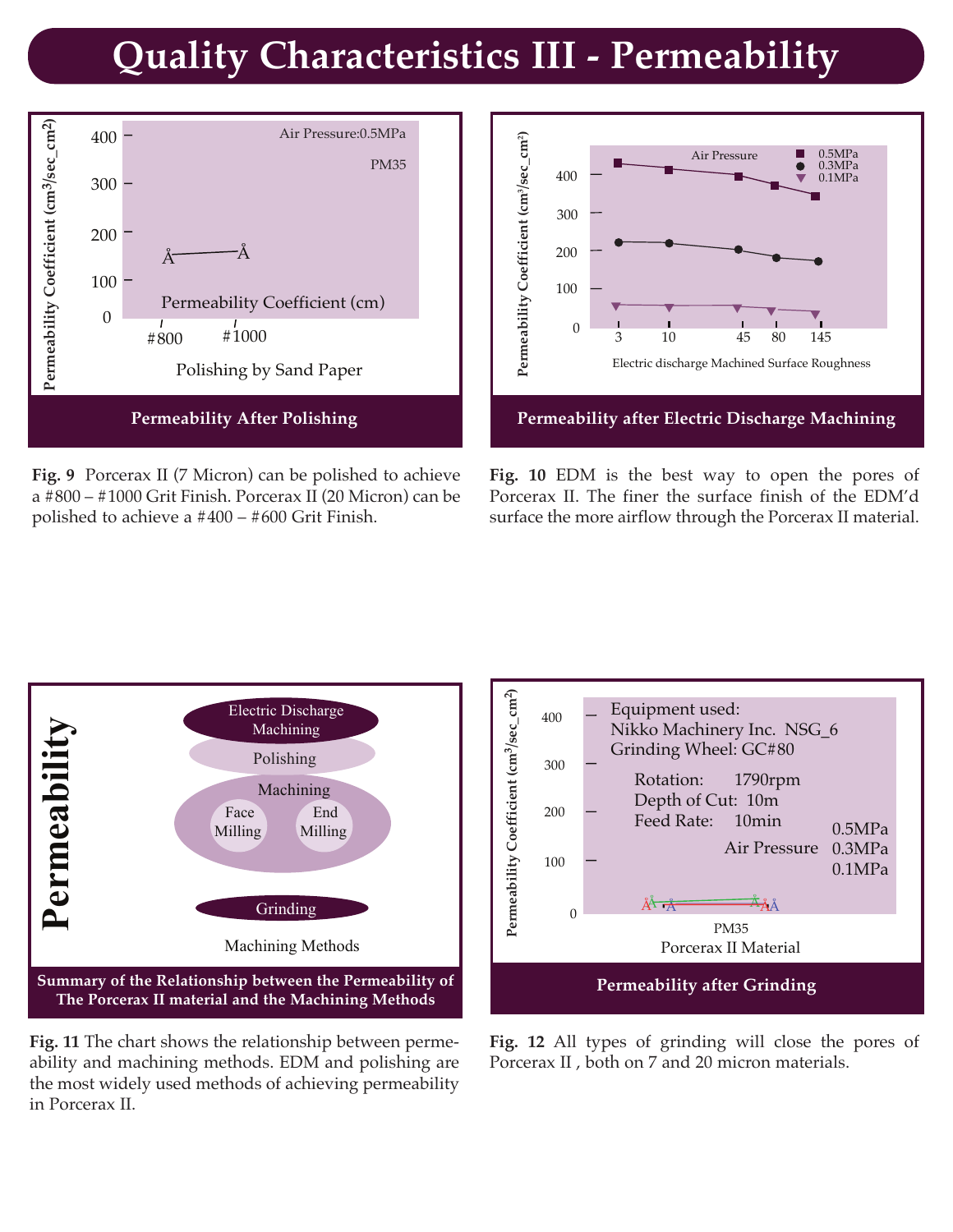# Quality Characteristics III - Permeability

**Permeability After Polishing**

Air Pressure:0.5MPa

PM35

Permeability Coefficient ($cm^3/sec\_cm^2$)

Permeability Coefficient (cm)

Polishing by Sand Paper: #800, #1000

**Fig. 9** Porcerax II (7 Micron) can be polished to achieve a #800 – #1000 Grit Finish. Porcerax II (20 Micron) can be polished to achieve a #400 – #600 Grit Finish.

**Permeability after Electric Discharge Machining**

Air Pressure: 0.5MPa, 0.3MPa, 0.1MPa

Electric discharge Machined Surface Roughness: 3, 10, 45, 80, 145

**Fig. 10** EDM is the best way to open the pores of Porcerax II. The finer the surface finish of the EDM'd surface the more airflow through the Porcerax II material.

**Summary of the Relationship between the Permeability of The Porcerax II material and the Machining Methods**

Permeability: Electric Discharge Machining, Polishing, Machining (Face Milling, End Milling), Grinding

Machining Methods

**Fig. 11** The chart shows the relationship between permeability and machining methods. EDM and polishing are the most widely used methods of achieving permeability in Porcerax II.

**Permeability after Grinding**

Equipment used: Nikko Machinery Inc. NSG_6
Grinding Wheel: GC#80
Rotation: 1790rpm
Depth of Cut: 10m
Feed Rate: 10min
Air Pressure: 0.5MPa, 0.3MPa, 0.1MPa

PM35
Porcerax II Material

**Fig. 12** All types of grinding will close the pores of Porcerax II , both on 7 and 20 micron materials.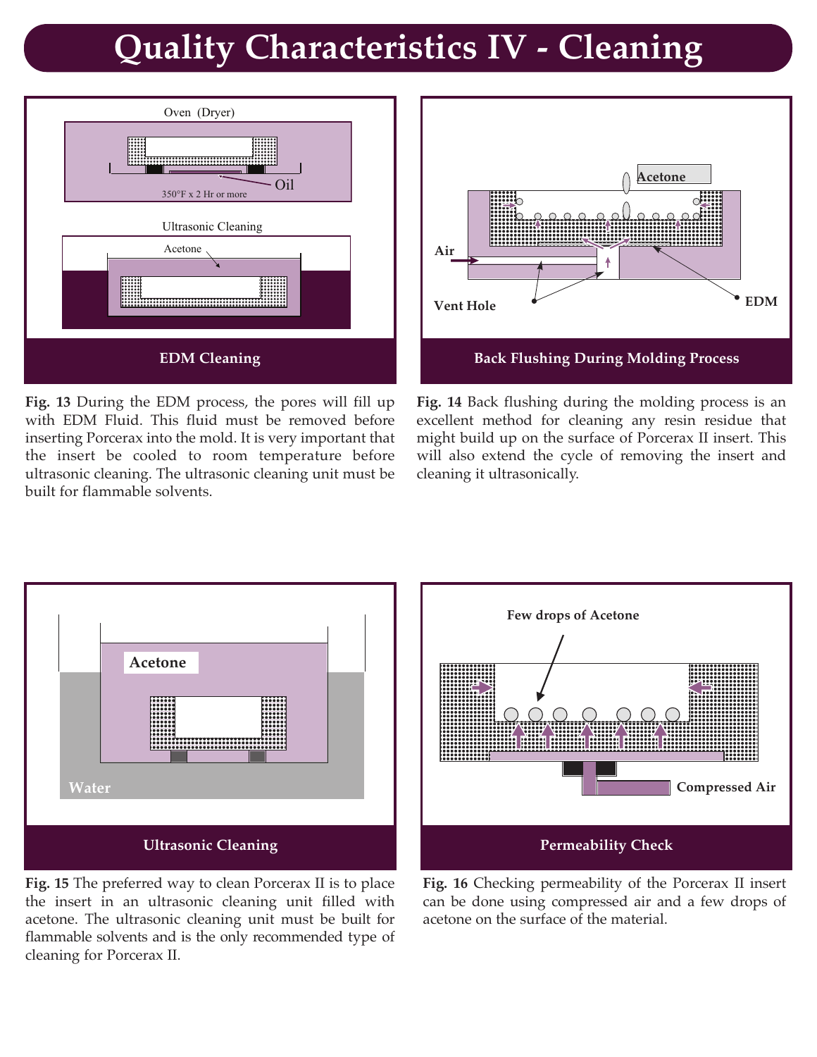# Quality Characteristics IV - Cleaning

**EDM Cleaning**

**Fig. 13** During the EDM process, the pores will fill up with EDM Fluid. This fluid must be removed before inserting Porcerax into the mold. It is very important that the insert be cooled to room temperature before ultrasonic cleaning. The ultrasonic cleaning unit must be built for flammable solvents.

**Back Flushing During Molding Process**

**Fig. 14** Back flushing during the molding process is an excellent method for cleaning any resin residue that might build up on the surface of Porcerax II insert. This will also extend the cycle of removing the insert and cleaning it ultrasonically.

**Ultrasonic Cleaning**

**Fig. 15** The preferred way to clean Porcerax II is to place the insert in an ultrasonic cleaning unit filled with acetone. The ultrasonic cleaning unit must be built for flammable solvents and is the only recommended type of cleaning for Porcerax II.

**Permeability Check**

**Fig. 16** Checking permeability of the Porcerax II insert can be done using compressed air and a few drops of acetone on the surface of the material.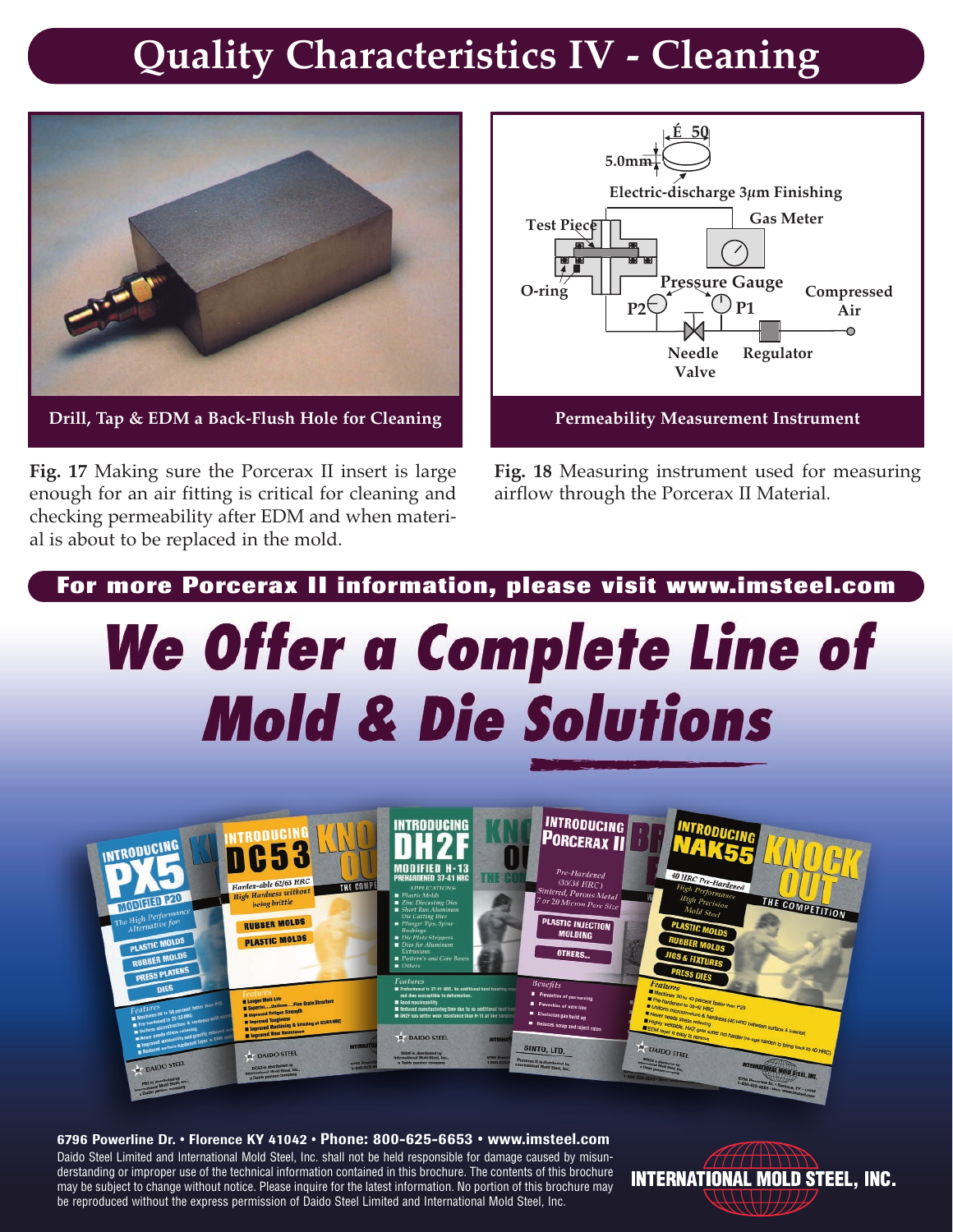# Quality Characteristics IV - Cleaning

**Drill, Tap & EDM a Back-Flush Hole for Cleaning**

**Fig. 17** Making sure the Porcerax II insert is large enough for an air fitting is critical for cleaning and checking permeability after EDM and when material is about to be replaced in the mold.

É 50
5.0mm
Electric-discharge 3μm Finishing
Test Piece
Gas Meter
O-ring
Pressure Gauge
P2
P1
Compressed Air
Needle Valve
Regulator

**Permeability Measurement Instrument**

**Fig. 18** Measuring instrument used for measuring airflow through the Porcerax II Material.

**For more Porcerax II information, please visit www.imsteel.com**

# *We Offer a Complete Line of Mold & Die Solutions*

**6796 Powerline Dr. • Florence KY 41042 • Phone: 800-625-6653 • www.imsteel.com**

Daido Steel Limited and International Mold Steel, Inc. shall not be held responsible for damage caused by misunderstanding or improper use of the technical information contained in this brochure. The contents of this brochure may be subject to change without notice. Please inquire for the latest information. No portion of this brochure may be reproduced without the express permission of Daido Steel Limited and International Mold Steel, Inc.

**INTERNATIONAL MOLD STEEL, INC.**